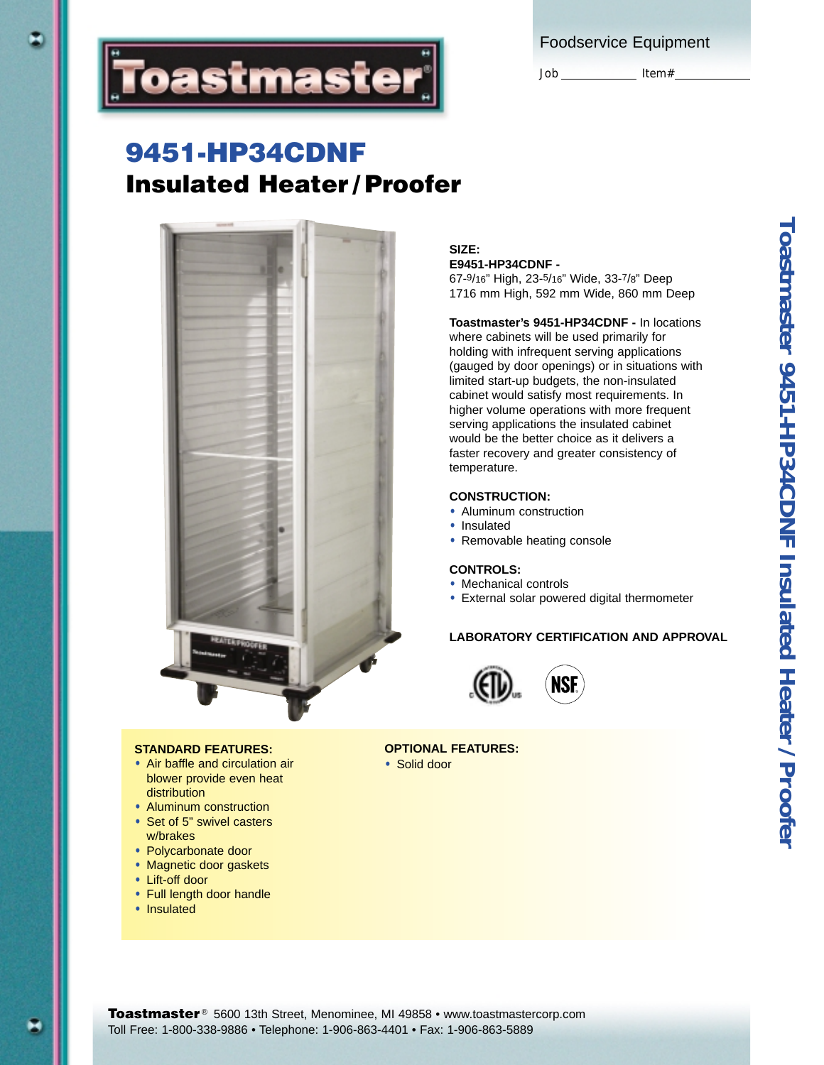Foodservice Equipment

Job ____________ Item# ____________

# 9451-HP34CDNF
## Insulated Heater / Proofer

**SIZE:**
**E9451-HP34CDNF -**
67-9/16" High, 23-5/16" Wide, 33-7/8" Deep
1716 mm High, 592 mm Wide, 860 mm Deep

**Toastmaster's 9451-HP34CDNF -** In locations where cabinets will be used primarily for holding with infrequent serving applications (gauged by door openings) or in situations with limited start-up budgets, the non-insulated cabinet would satisfy most requirements. In higher volume operations with more frequent serving applications the insulated cabinet would be the better choice as it delivers a faster recovery and greater consistency of temperature.

**CONSTRUCTION:**
- Aluminum construction
- Insulated
- Removable heating console

**CONTROLS:**
- Mechanical controls
- External solar powered digital thermometer

**LABORATORY CERTIFICATION AND APPROVAL**

**STANDARD FEATURES:**
- Air baffle and circulation air blower provide even heat distribution
- Aluminum construction
- Set of 5" swivel casters w/brakes
- Polycarbonate door
- Magnetic door gaskets
- Lift-off door
- Full length door handle
- Insulated

**OPTIONAL FEATURES:**
- Solid door

**Toastmaster**® 5600 13th Street, Menominee, MI 49858 • www.toastmastercorp.com
Toll Free: 1-800-338-9886 • Telephone: 1-906-863-4401 • Fax: 1-906-863-5889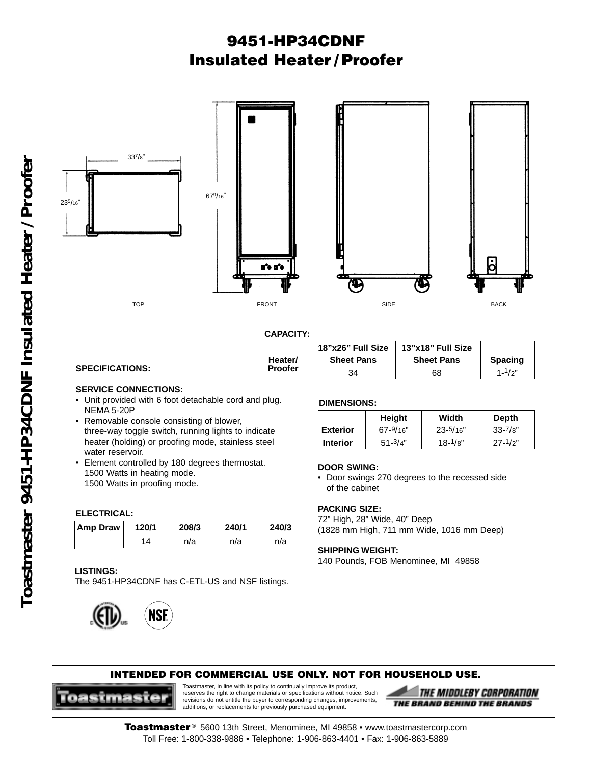# 9451-HP34CDNF Insulated Heater / Proofer

33⁷/₈"

23⁵/₁₆"

67⁹/₁₆"

TOP

FRONT

SIDE

BACK

**CAPACITY:**

| | 18"x26" Full Size Sheet Pans | 13"x18" Full Size Sheet Pans | Spacing |
|---|---|---|---|
| Heater/ Proofer | 34 | 68 | 1-1/2" |

**SPECIFICATIONS:**

**SERVICE CONNECTIONS:**

- Unit provided with 6 foot detachable cord and plug. NEMA 5-20P
- Removable console consisting of blower, three-way toggle switch, running lights to indicate heater (holding) or proofing mode, stainless steel water reservoir.
- Element controlled by 180 degrees thermostat. 1500 Watts in heating mode. 1500 Watts in proofing mode.

**ELECTRICAL:**

| Amp Draw | 120/1 | 208/3 | 240/1 | 240/3 |
|---|---|---|---|---|
| | 14 | n/a | n/a | n/a |

**LISTINGS:**
The 9451-HP34CDNF has C-ETL-US and NSF listings.

**DIMENSIONS:**

| | Height | Width | Depth |
|---|---|---|---|
| Exterior | 67-9/16" | 23-5/16" | 33-7/8" |
| Interior | 51-3/4" | 18-1/8" | 27-1/2" |

**DOOR SWING:**

- Door swings 270 degrees to the recessed side of the cabinet

**PACKING SIZE:**
72" High, 28" Wide, 40" Deep
(1828 mm High, 711 mm Wide, 1016 mm Deep)

**SHIPPING WEIGHT:**
140 Pounds, FOB Menominee, MI 49858

**INTENDED FOR COMMERCIAL USE ONLY. NOT FOR HOUSEHOLD USE.**

Toastmaster, in line with its policy to continually improve its product, reserves the right to change materials or specifications without notice. Such revisions do not entitle the buyer to corresponding changes, improvements, additions, or replacements for previously purchased equipment.

THE MIDDLEBY CORPORATION
THE BRAND BEHIND THE BRANDS

**Toastmaster**® 5600 13th Street, Menominee, MI 49858 • www.toastmastercorp.com
Toll Free: 1-800-338-9886 • Telephone: 1-906-863-4401 • Fax: 1-906-863-5889